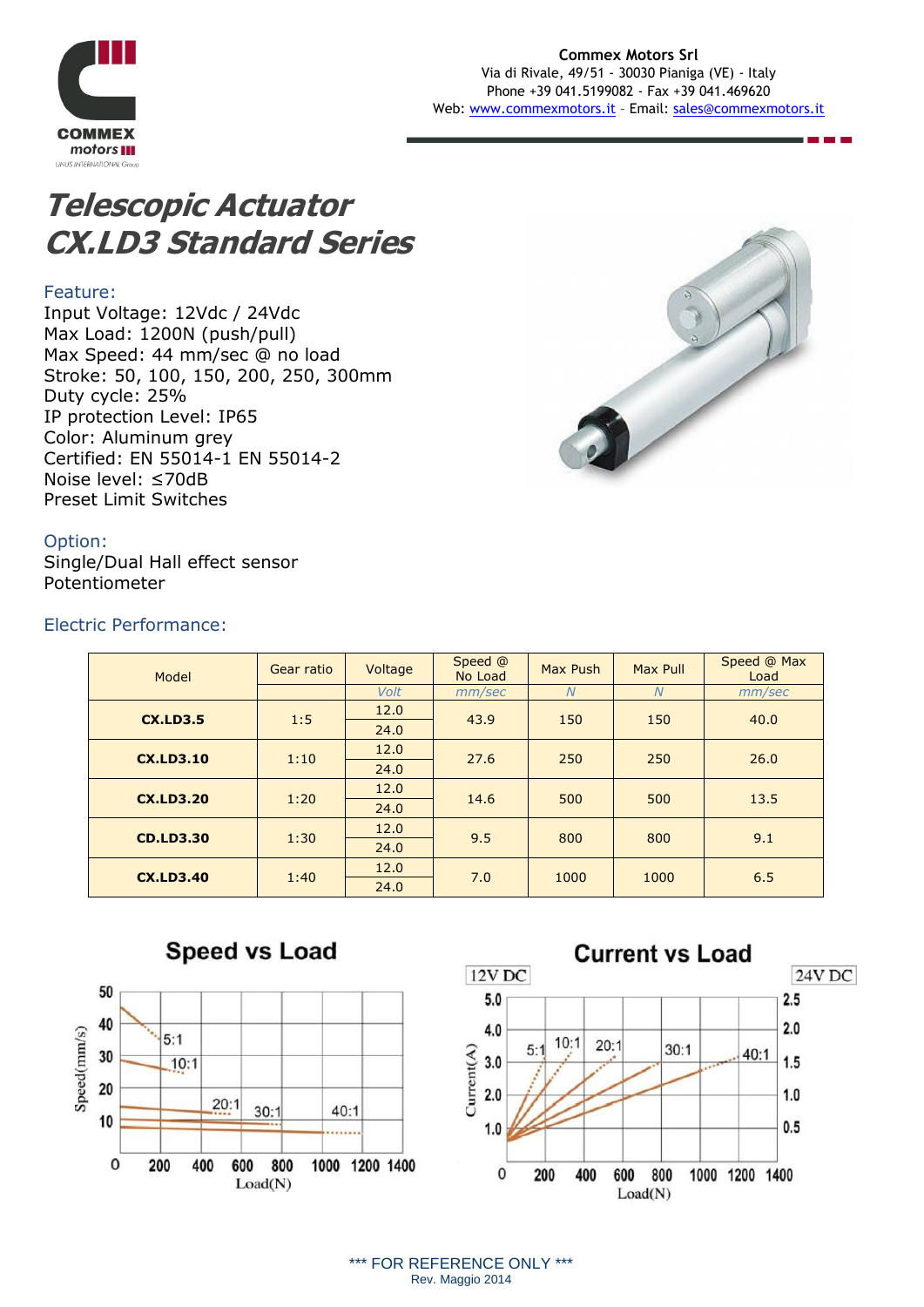**Commex Motors Srl**
Via di Rivale, 49/51 - 30030 Pianiga (VE) - Italy
Phone +39 041.5199082 - Fax +39 041.469620
Web: www.commexmotors.it - Email: sales@commexmotors.it

# Telescopic Actuator CX.LD3 Standard Series

## Feature:

Input Voltage: 12Vdc / 24Vdc
Max Load: 1200N (push/pull)
Max Speed: 44 mm/sec @ no load
Stroke: 50, 100, 150, 200, 250, 300mm
Duty cycle: 25%
IP protection Level: IP65
Color: Aluminum grey
Certified: EN 55014-1 EN 55014-2
Noise level: ≤70dB
Preset Limit Switches

## Option:

Single/Dual Hall effect sensor
Potentiometer

## Electric Performance:

| Model | Gear ratio | Voltage | Speed @ No Load | Max Push | Max Pull | Speed @ Max Load |
|---|---|---|---|---|---|---|
| | | Volt | mm/sec | N | N | mm/sec |
| **CX.LD3.5** | 1:5 | 12.0 / 24.0 | 43.9 | 150 | 150 | 40.0 |
| **CX.LD3.10** | 1:10 | 12.0 / 24.0 | 27.6 | 250 | 250 | 26.0 |
| **CX.LD3.20** | 1:20 | 12.0 / 24.0 | 14.6 | 500 | 500 | 13.5 |
| **CD.LD3.30** | 1:30 | 12.0 / 24.0 | 9.5 | 800 | 800 | 9.1 |
| **CX.LD3.40** | 1:40 | 12.0 / 24.0 | 7.0 | 1000 | 1000 | 6.5 |

### Speed vs Load

### Current vs Load

\*\*\* FOR REFERENCE ONLY \*\*\*
Rev. Maggio 2014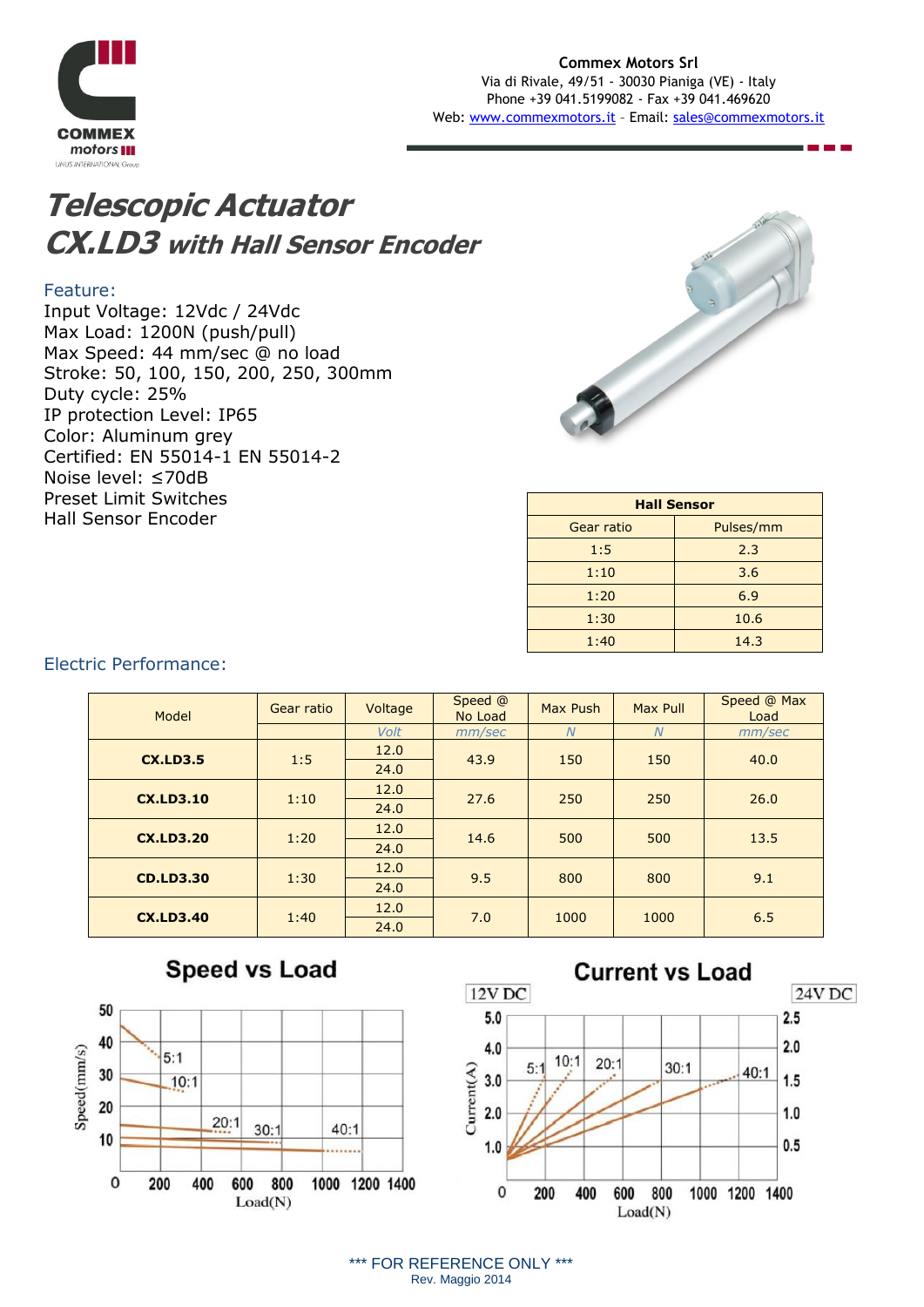Commex Motors Srl
Via di Rivale, 49/51 - 30030 Pianiga (VE) - Italy
Phone +39 041.5199082 - Fax +39 041.469620
Web: www.commexmotors.it - Email: sales@commexmotors.it

# Telescopic Actuator
## CX.LD3 with Hall Sensor Encoder

### Feature:

Input Voltage: 12Vdc / 24Vdc
Max Load: 1200N (push/pull)
Max Speed: 44 mm/sec @ no load
Stroke: 50, 100, 150, 200, 250, 300mm
Duty cycle: 25%
IP protection Level: IP65
Color: Aluminum grey
Certified: EN 55014-1 EN 55014-2
Noise level: ≤70dB
Preset Limit Switches
Hall Sensor Encoder

| Hall Sensor | |
|---|---|
| Gear ratio | Pulses/mm |
| 1:5 | 2.3 |
| 1:10 | 3.6 |
| 1:20 | 6.9 |
| 1:30 | 10.6 |
| 1:40 | 14.3 |

### Electric Performance:

| Model | Gear ratio | Voltage | Speed @ No Load | Max Push | Max Pull | Speed @ Max Load |
|---|---|---|---|---|---|---|
| | | Volt | mm/sec | N | N | mm/sec |
| **CX.LD3.5** | 1:5 | 12.0 / 24.0 | 43.9 | 150 | 150 | 40.0 |
| **CX.LD3.10** | 1:10 | 12.0 / 24.0 | 27.6 | 250 | 250 | 26.0 |
| **CX.LD3.20** | 1:20 | 12.0 / 24.0 | 14.6 | 500 | 500 | 13.5 |
| **CD.LD3.30** | 1:30 | 12.0 / 24.0 | 9.5 | 800 | 800 | 9.1 |
| **CX.LD3.40** | 1:40 | 12.0 / 24.0 | 7.0 | 1000 | 1000 | 6.5 |

**Speed vs Load**

**Current vs Load**

\*\*\* FOR REFERENCE ONLY \*\*\*
Rev. Maggio 2014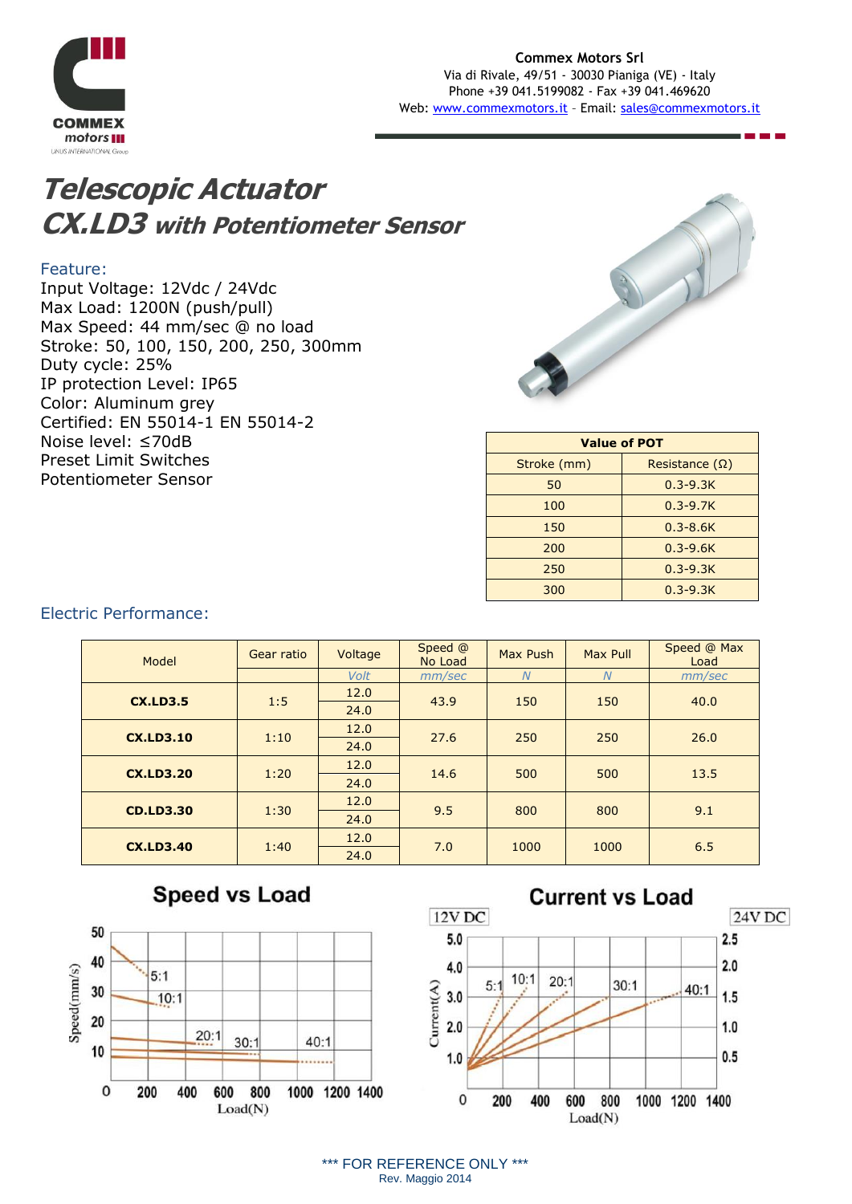**Commex Motors Srl**
Via di Rivale, 49/51 - 30030 Pianiga (VE) - Italy
Phone +39 041.5199082 - Fax +39 041.469620
Web: www.commexmotors.it - Email: sales@commexmotors.it

# *Telescopic Actuator*
## *CX.LD3 with Potentiometer Sensor*

### Feature:

Input Voltage: 12Vdc / 24Vdc
Max Load: 1200N (push/pull)
Max Speed: 44 mm/sec @ no load
Stroke: 50, 100, 150, 200, 250, 300mm
Duty cycle: 25%
IP protection Level: IP65
Color: Aluminum grey
Certified: EN 55014-1 EN 55014-2
Noise level: ≤70dB
Preset Limit Switches
Potentiometer Sensor

| **Value of POT** | |
|---|---|
| Stroke (mm) | Resistance (Ω) |
| 50 | 0.3-9.3K |
| 100 | 0.3-9.7K |
| 150 | 0.3-8.6K |
| 200 | 0.3-9.6K |
| 250 | 0.3-9.3K |
| 300 | 0.3-9.3K |

### Electric Performance:

| Model | Gear ratio | Voltage | Speed @ No Load | Max Push | Max Pull | Speed @ Max Load |
|---|---|---|---|---|---|---|
| | | *Volt* | *mm/sec* | *N* | *N* | *mm/sec* |
| **CX.LD3.5** | 1:5 | 12.0 / 24.0 | 43.9 | 150 | 150 | 40.0 |
| **CX.LD3.10** | 1:10 | 12.0 / 24.0 | 27.6 | 250 | 250 | 26.0 |
| **CX.LD3.20** | 1:20 | 12.0 / 24.0 | 14.6 | 500 | 500 | 13.5 |
| **CD.LD3.30** | 1:30 | 12.0 / 24.0 | 9.5 | 800 | 800 | 9.1 |
| **CX.LD3.40** | 1:40 | 12.0 / 24.0 | 7.0 | 1000 | 1000 | 6.5 |

**Speed vs Load**

Speed(mm/s)
50
40
30
20
10
0
200 400 600 800 1000 1200 1400
Load(N)
5:1
10:1
20:1
30:1
40:1

**Current vs Load**

12V DC
24V DC
Current(A)
5.0 4.0 3.0 2.0 1.0
2.5 2.0 1.5 1.0 0.5
0
200 400 600 800 1000 1200 1400
Load(N)
5:1
10:1
20:1
30:1
40:1

\*\*\* FOR REFERENCE ONLY \*\*\*
Rev. Maggio 2014